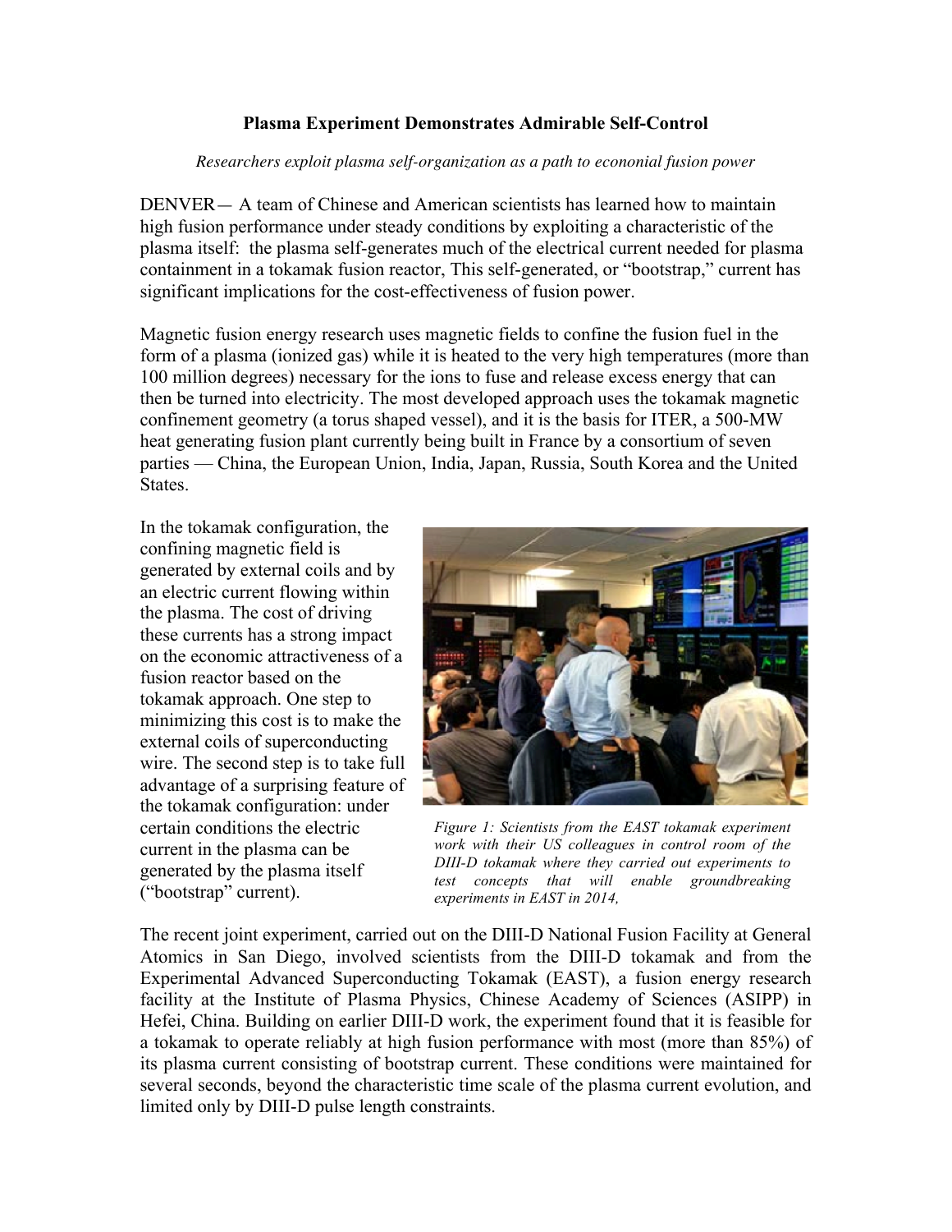**Plasma Experiment Demonstrates Admirable Self-Control**

*Researchers exploit plasma self-organization as a path to econonial fusion power*

DENVER— A team of Chinese and American scientists has learned how to maintain high fusion performance under steady conditions by exploiting a characteristic of the plasma itself: the plasma self-generates much of the electrical current needed for plasma containment in a tokamak fusion reactor, This self-generated, or "bootstrap," current has significant implications for the cost-effectiveness of fusion power.

Magnetic fusion energy research uses magnetic fields to confine the fusion fuel in the form of a plasma (ionized gas) while it is heated to the very high temperatures (more than 100 million degrees) necessary for the ions to fuse and release excess energy that can then be turned into electricity. The most developed approach uses the tokamak magnetic confinement geometry (a torus shaped vessel), and it is the basis for ITER, a 500-MW heat generating fusion plant currently being built in France by a consortium of seven parties — China, the European Union, India, Japan, Russia, South Korea and the United States.

In the tokamak configuration, the confining magnetic field is generated by external coils and by an electric current flowing within the plasma. The cost of driving these currents has a strong impact on the economic attractiveness of a fusion reactor based on the tokamak approach. One step to minimizing this cost is to make the external coils of superconducting wire. The second step is to take full advantage of a surprising feature of the tokamak configuration: under certain conditions the electric current in the plasma can be generated by the plasma itself ("bootstrap" current).

*Figure 1: Scientists from the EAST tokamak experiment work with their US colleagues in control room of the DIII-D tokamak where they carried out experiments to test concepts that will enable groundbreaking experiments in EAST in 2014,*

The recent joint experiment, carried out on the DIII-D National Fusion Facility at General Atomics in San Diego, involved scientists from the DIII-D tokamak and from the Experimental Advanced Superconducting Tokamak (EAST), a fusion energy research facility at the Institute of Plasma Physics, Chinese Academy of Sciences (ASIPP) in Hefei, China. Building on earlier DIII-D work, the experiment found that it is feasible for a tokamak to operate reliably at high fusion performance with most (more than 85%) of its plasma current consisting of bootstrap current. These conditions were maintained for several seconds, beyond the characteristic time scale of the plasma current evolution, and limited only by DIII-D pulse length constraints.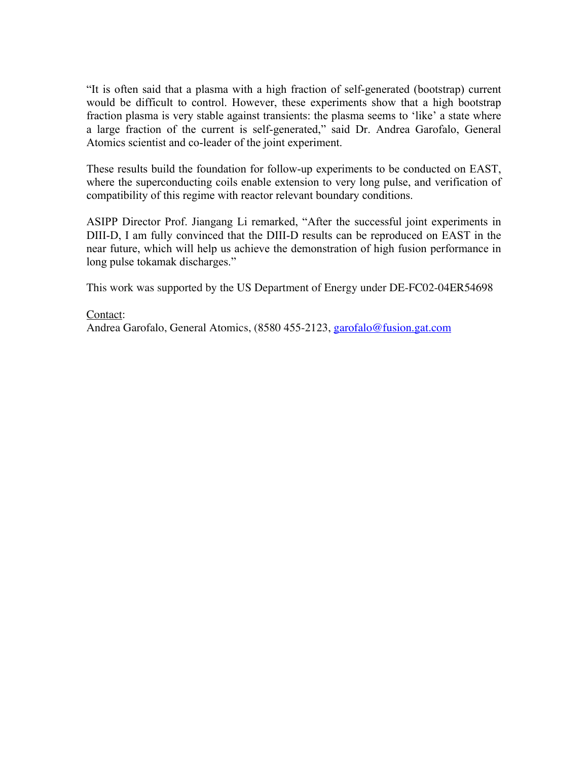"It is often said that a plasma with a high fraction of self-generated (bootstrap) current would be difficult to control. However, these experiments show that a high bootstrap fraction plasma is very stable against transients: the plasma seems to 'like' a state where a large fraction of the current is self-generated," said Dr. Andrea Garofalo, General Atomics scientist and co-leader of the joint experiment.

These results build the foundation for follow-up experiments to be conducted on EAST, where the superconducting coils enable extension to very long pulse, and verification of compatibility of this regime with reactor relevant boundary conditions.

ASIPP Director Prof. Jiangang Li remarked, "After the successful joint experiments in DIII-D, I am fully convinced that the DIII-D results can be reproduced on EAST in the near future, which will help us achieve the demonstration of high fusion performance in long pulse tokamak discharges."

This work was supported by the US Department of Energy under DE-FC02-04ER54698

Contact:
Andrea Garofalo, General Atomics, (8580 455-2123, garofalo@fusion.gat.com